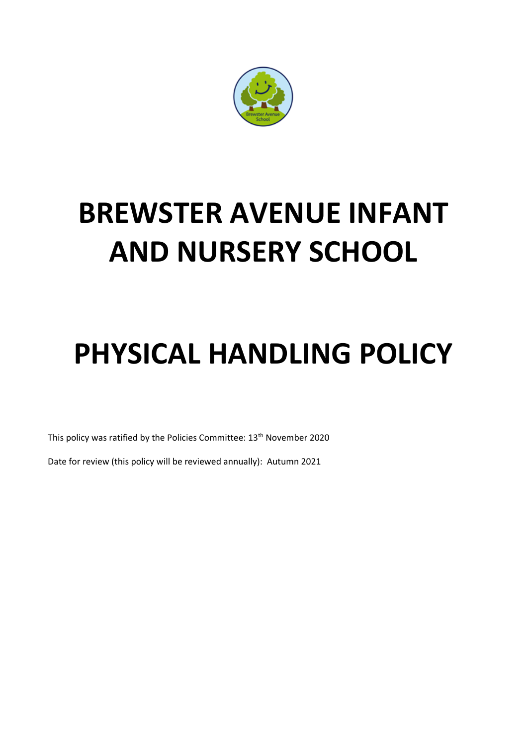# BREWSTER AVENUE INFANT AND NURSERY SCHOOL

# PHYSICAL HANDLING POLICY

This policy was ratified by the Policies Committee: 13th November 2020

Date for review (this policy will be reviewed annually): Autumn 2021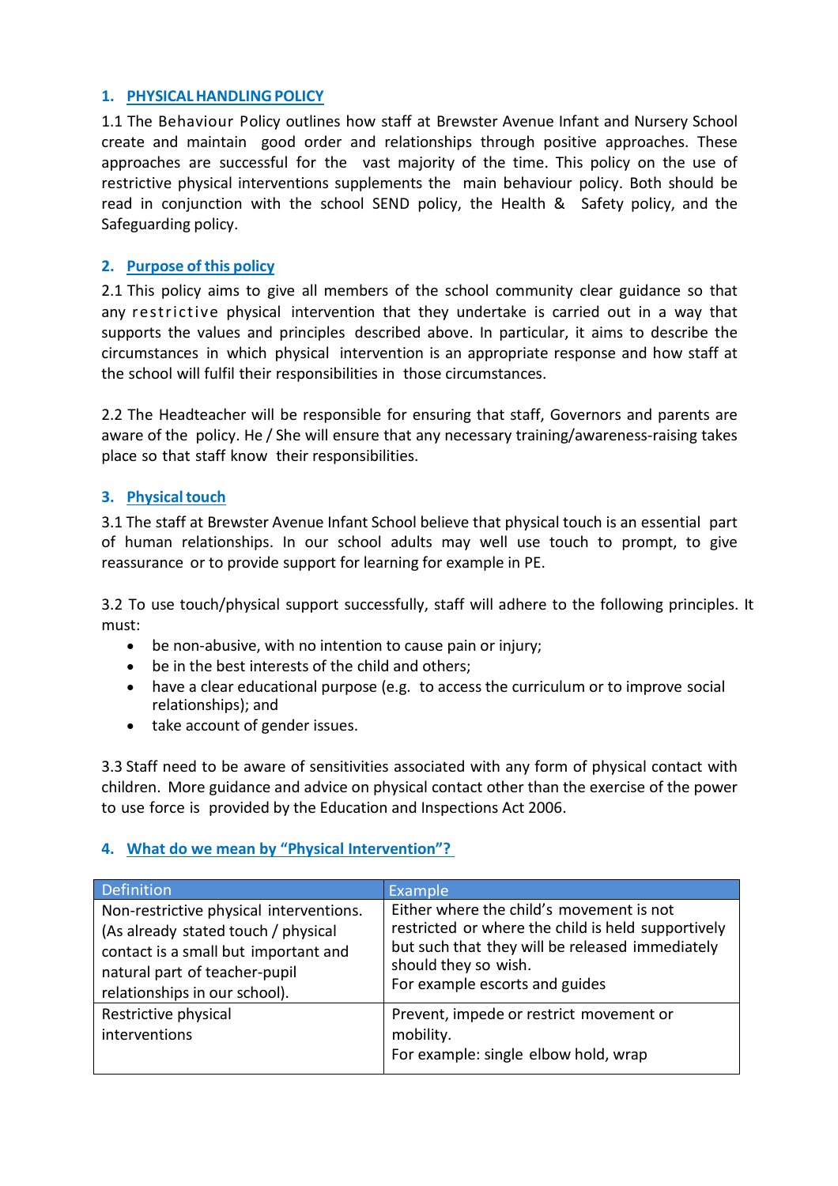## 1. PHYSICAL HANDLING POLICY

1.1 The Behaviour Policy outlines how staff at Brewster Avenue Infant and Nursery School create and maintain good order and relationships through positive approaches. These approaches are successful for the vast majority of the time. This policy on the use of restrictive physical interventions supplements the main behaviour policy. Both should be read in conjunction with the school SEND policy, the Health & Safety policy, and the Safeguarding policy.

## 2. Purpose of this policy

2.1 This policy aims to give all members of the school community clear guidance so that any restrictive physical intervention that they undertake is carried out in a way that supports the values and principles described above. In particular, it aims to describe the circumstances in which physical intervention is an appropriate response and how staff at the school will fulfil their responsibilities in those circumstances.

2.2 The Headteacher will be responsible for ensuring that staff, Governors and parents are aware of the policy. He / She will ensure that any necessary training/awareness-raising takes place so that staff know their responsibilities.

## 3. Physical touch

3.1 The staff at Brewster Avenue Infant School believe that physical touch is an essential part of human relationships. In our school adults may well use touch to prompt, to give reassurance or to provide support for learning for example in PE.

3.2 To use touch/physical support successfully, staff will adhere to the following principles. It must:

- be non-abusive, with no intention to cause pain or injury;
- be in the best interests of the child and others;
- have a clear educational purpose (e.g. to access the curriculum or to improve social relationships); and
- take account of gender issues.

3.3 Staff need to be aware of sensitivities associated with any form of physical contact with children. More guidance and advice on physical contact other than the exercise of the power to use force is provided by the Education and Inspections Act 2006.

## 4. What do we mean by "Physical Intervention"?

| Definition | Example |
|---|---|
| Non-restrictive physical interventions. (As already stated touch / physical contact is a small but important and natural part of teacher-pupil relationships in our school). | Either where the child's movement is not restricted or where the child is held supportively but such that they will be released immediately should they so wish.<br>For example escorts and guides |
| Restrictive physical interventions | Prevent, impede or restrict movement or mobility.<br>For example: single elbow hold, wrap |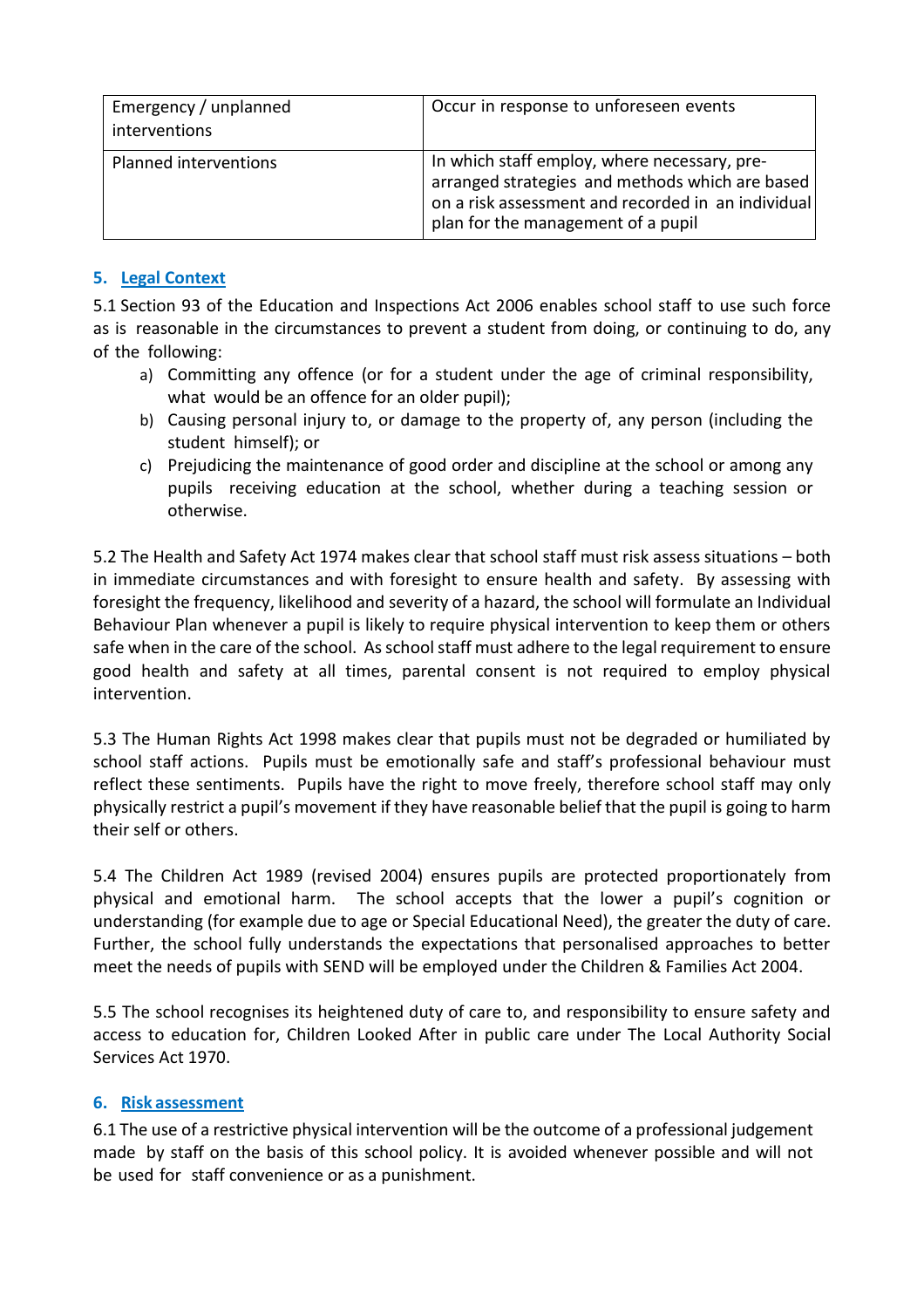| | |
|---|---|
| Emergency / unplanned interventions | Occur in response to unforeseen events |
| Planned interventions | In which staff employ, where necessary, pre-arranged strategies and methods which are based on a risk assessment and recorded in an individual plan for the management of a pupil |

## 5. Legal Context

5.1 Section 93 of the Education and Inspections Act 2006 enables school staff to use such force as is reasonable in the circumstances to prevent a student from doing, or continuing to do, any of the following:

a) Committing any offence (or for a student under the age of criminal responsibility, what would be an offence for an older pupil);
b) Causing personal injury to, or damage to the property of, any person (including the student himself); or
c) Prejudicing the maintenance of good order and discipline at the school or among any pupils receiving education at the school, whether during a teaching session or otherwise.

5.2 The Health and Safety Act 1974 makes clear that school staff must risk assess situations – both in immediate circumstances and with foresight to ensure health and safety. By assessing with foresight the frequency, likelihood and severity of a hazard, the school will formulate an Individual Behaviour Plan whenever a pupil is likely to require physical intervention to keep them or others safe when in the care of the school. As school staff must adhere to the legal requirement to ensure good health and safety at all times, parental consent is not required to employ physical intervention.

5.3 The Human Rights Act 1998 makes clear that pupils must not be degraded or humiliated by school staff actions. Pupils must be emotionally safe and staff's professional behaviour must reflect these sentiments. Pupils have the right to move freely, therefore school staff may only physically restrict a pupil's movement if they have reasonable belief that the pupil is going to harm their self or others.

5.4 The Children Act 1989 (revised 2004) ensures pupils are protected proportionately from physical and emotional harm. The school accepts that the lower a pupil's cognition or understanding (for example due to age or Special Educational Need), the greater the duty of care. Further, the school fully understands the expectations that personalised approaches to better meet the needs of pupils with SEND will be employed under the Children & Families Act 2004.

5.5 The school recognises its heightened duty of care to, and responsibility to ensure safety and access to education for, Children Looked After in public care under The Local Authority Social Services Act 1970.

## 6. Risk assessment

6.1 The use of a restrictive physical intervention will be the outcome of a professional judgement made by staff on the basis of this school policy. It is avoided whenever possible and will not be used for staff convenience or as a punishment.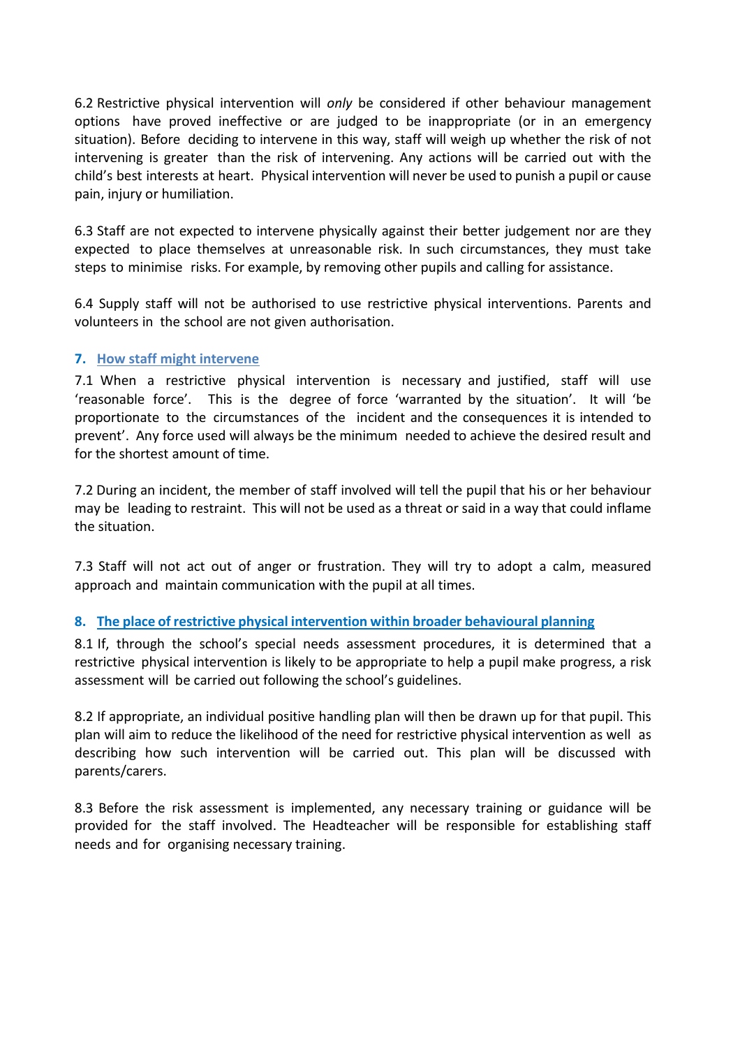6.2 Restrictive physical intervention will *only* be considered if other behaviour management options have proved ineffective or are judged to be inappropriate (or in an emergency situation). Before deciding to intervene in this way, staff will weigh up whether the risk of not intervening is greater than the risk of intervening. Any actions will be carried out with the child's best interests at heart. Physical intervention will never be used to punish a pupil or cause pain, injury or humiliation.

6.3 Staff are not expected to intervene physically against their better judgement nor are they expected to place themselves at unreasonable risk. In such circumstances, they must take steps to minimise risks. For example, by removing other pupils and calling for assistance.

6.4 Supply staff will not be authorised to use restrictive physical interventions. Parents and volunteers in the school are not given authorisation.

## 7. How staff might intervene

7.1 When a restrictive physical intervention is necessary and justified, staff will use 'reasonable force'. This is the degree of force 'warranted by the situation'. It will 'be proportionate to the circumstances of the incident and the consequences it is intended to prevent'. Any force used will always be the minimum needed to achieve the desired result and for the shortest amount of time.

7.2 During an incident, the member of staff involved will tell the pupil that his or her behaviour may be leading to restraint. This will not be used as a threat or said in a way that could inflame the situation.

7.3 Staff will not act out of anger or frustration. They will try to adopt a calm, measured approach and maintain communication with the pupil at all times.

## 8. The place of restrictive physical intervention within broader behavioural planning

8.1 If, through the school's special needs assessment procedures, it is determined that a restrictive physical intervention is likely to be appropriate to help a pupil make progress, a risk assessment will be carried out following the school's guidelines.

8.2 If appropriate, an individual positive handling plan will then be drawn up for that pupil. This plan will aim to reduce the likelihood of the need for restrictive physical intervention as well as describing how such intervention will be carried out. This plan will be discussed with parents/carers.

8.3 Before the risk assessment is implemented, any necessary training or guidance will be provided for the staff involved. The Headteacher will be responsible for establishing staff needs and for organising necessary training.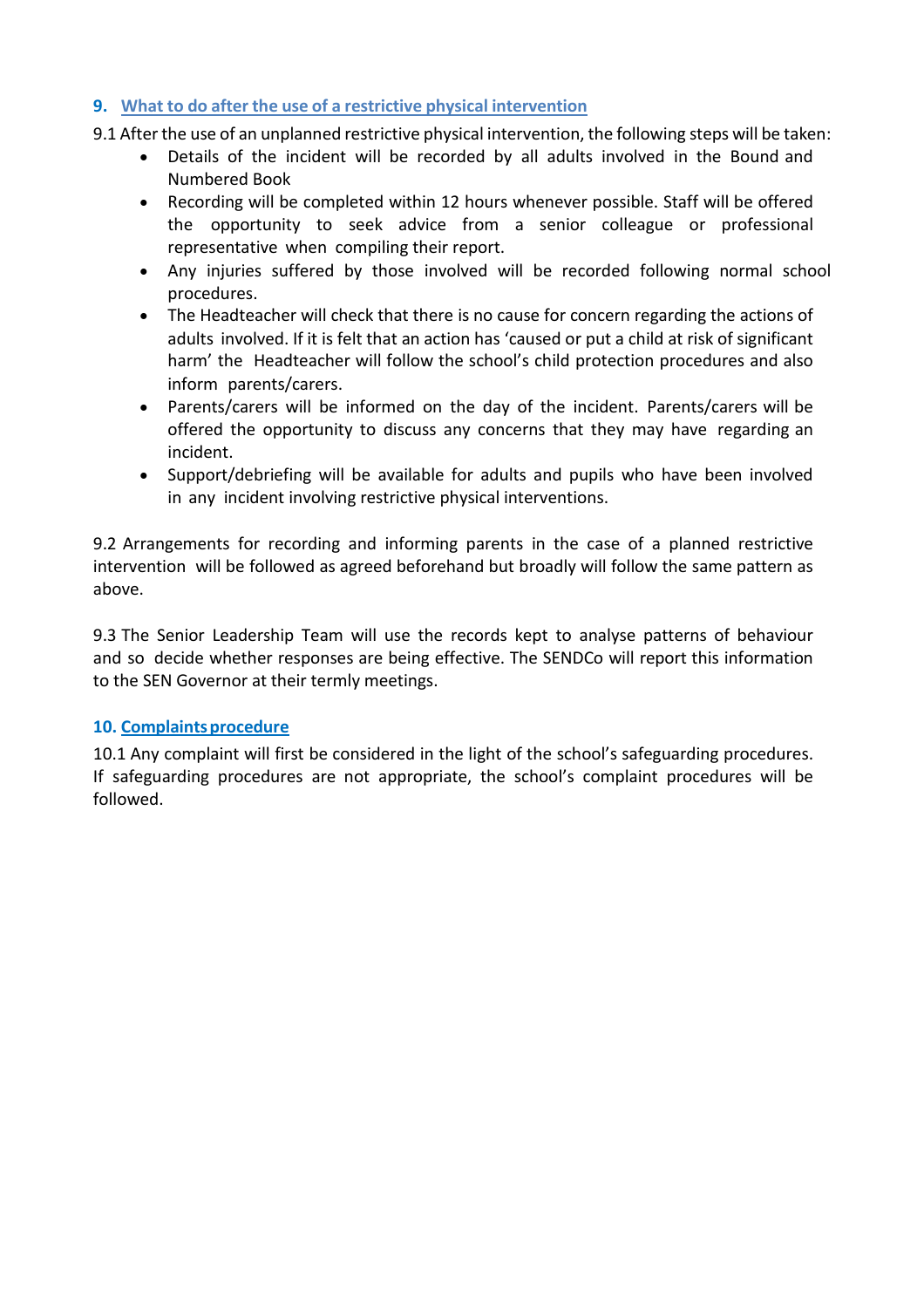## 9. What to do after the use of a restrictive physical intervention

9.1 After the use of an unplanned restrictive physical intervention, the following steps will be taken:

- Details of the incident will be recorded by all adults involved in the Bound and Numbered Book
- Recording will be completed within 12 hours whenever possible. Staff will be offered the opportunity to seek advice from a senior colleague or professional representative when compiling their report.
- Any injuries suffered by those involved will be recorded following normal school procedures.
- The Headteacher will check that there is no cause for concern regarding the actions of adults involved. If it is felt that an action has 'caused or put a child at risk of significant harm' the Headteacher will follow the school's child protection procedures and also inform parents/carers.
- Parents/carers will be informed on the day of the incident. Parents/carers will be offered the opportunity to discuss any concerns that they may have regarding an incident.
- Support/debriefing will be available for adults and pupils who have been involved in any incident involving restrictive physical interventions.

9.2 Arrangements for recording and informing parents in the case of a planned restrictive intervention will be followed as agreed beforehand but broadly will follow the same pattern as above.

9.3 The Senior Leadership Team will use the records kept to analyse patterns of behaviour and so decide whether responses are being effective. The SENDCo will report this information to the SEN Governor at their termly meetings.

## 10. Complaints procedure

10.1 Any complaint will first be considered in the light of the school's safeguarding procedures. If safeguarding procedures are not appropriate, the school's complaint procedures will be followed.